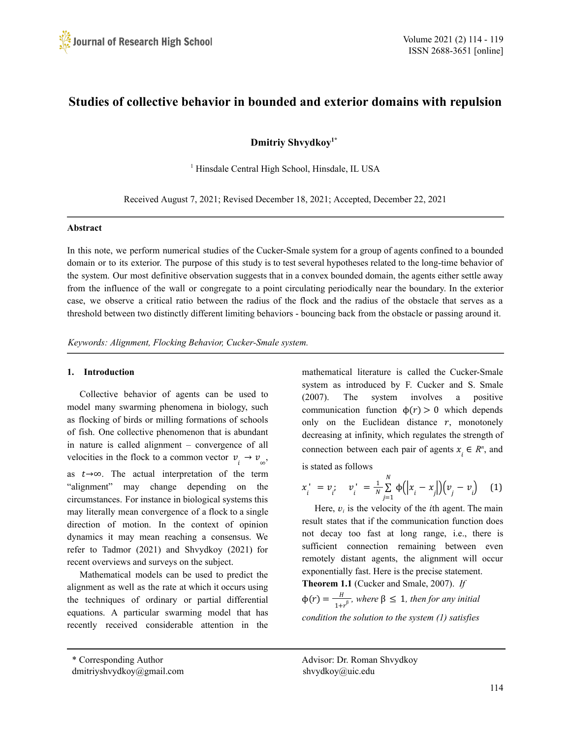# Studies of collective behavior in bounded and exterior domains with repulsion

**Dmitriy Shvydkoy[1*]**

[1] Hinsdale Central High School, Hinsdale, IL USA

Received August 7, 2021; Revised December 18, 2021; Accepted, December 22, 2021

## Abstract

In this note, we perform numerical studies of the Cucker-Smale system for a group of agents confined to a bounded domain or to its exterior. The purpose of this study is to test several hypotheses related to the long-time behavior of the system. Our most definitive observation suggests that in a convex bounded domain, the agents either settle away from the influence of the wall or congregate to a point circulating periodically near the boundary. In the exterior case, we observe a critical ratio between the radius of the flock and the radius of the obstacle that serves as a threshold between two distinctly different limiting behaviors - bouncing back from the obstacle or passing around it.

*Keywords: Alignment, Flocking Behavior, Cucker-Smale system.*

## 1. Introduction

Collective behavior of agents can be used to model many swarming phenomena in biology, such as flocking of birds or milling formations of schools of fish. One collective phenomenon that is abundant in nature is called alignment – convergence of all velocities in the flock to a common vector $v_i \to v_\infty$, as $t \to \infty$. The actual interpretation of the term "alignment" may change depending on the circumstances. For instance in biological systems this may literally mean convergence of a flock to a single direction of motion. In the context of opinion dynamics it may mean reaching a consensus. We refer to Tadmor (2021) and Shvydkoy (2021) for recent overviews and surveys on the subject.

Mathematical models can be used to predict the alignment as well as the rate at which it occurs using the techniques of ordinary or partial differential equations. A particular swarming model that has recently received considerable attention in the mathematical literature is called the Cucker-Smale system as introduced by F. Cucker and S. Smale (2007). The system involves a positive communication function $\phi(r) > 0$ which depends only on the Euclidean distance $r$, monotonely decreasing at infinity, which regulates the strength of connection between each pair of agents $x_i \in R^n$, and is stated as follows

$$x_i' = v_i; \quad v_i' = \frac{1}{N}\sum_{j=1}^{N} \phi\left(\left|x_i - x_j\right|\right)\left(v_j - v_i\right) \qquad (1)$$

Here, $v_i$ is the velocity of the $i$th agent. The main result states that if the communication function does not decay too fast at long range, i.e., there is sufficient connection remaining between even remotely distant agents, the alignment will occur exponentially fast. Here is the precise statement.

**Theorem 1.1** (Cucker and Smale, 2007). *If* $\phi(r) = \frac{H}{1+r^\beta}$*, where* $\beta \le 1$*, then for any initial condition the solution to the system (1) satisfies*

\* Corresponding Author
dmitriyshvydkoy@gmail.com

Advisor: Dr. Roman Shvydkoy
shvydkoy@uic.edu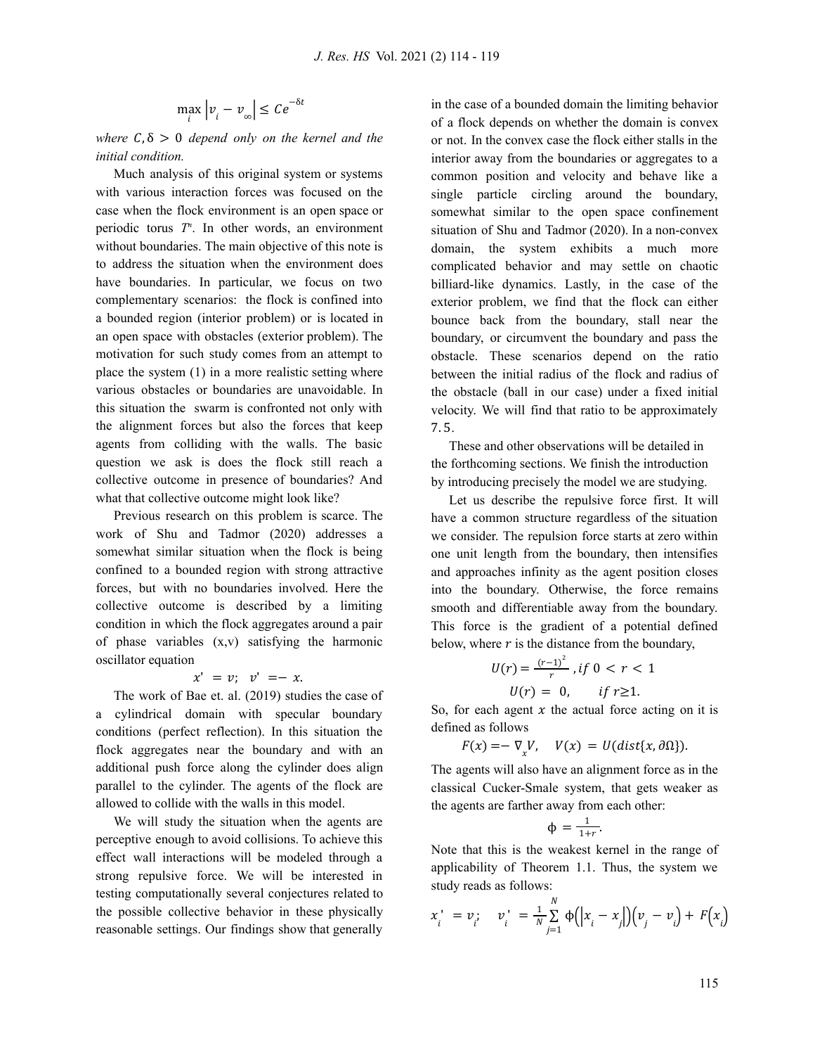$$\max_i \left| v_i - v_\infty \right| \le Ce^{-\delta t}$$

*where* $C, \delta > 0$ *depend only on the kernel and the initial condition.*

Much analysis of this original system or systems with various interaction forces was focused on the case when the flock environment is an open space or periodic torus $T^n$. In other words, an environment without boundaries. The main objective of this note is to address the situation when the environment does have boundaries. In particular, we focus on two complementary scenarios: the flock is confined into a bounded region (interior problem) or is located in an open space with obstacles (exterior problem). The motivation for such study comes from an attempt to place the system (1) in a more realistic setting where various obstacles or boundaries are unavoidable. In this situation the swarm is confronted not only with the alignment forces but also the forces that keep agents from colliding with the walls. The basic question we ask is does the flock still reach a collective outcome in presence of boundaries? And what that collective outcome might look like?

Previous research on this problem is scarce. The work of Shu and Tadmor (2020) addresses a somewhat similar situation when the flock is being confined to a bounded region with strong attractive forces, but with no boundaries involved. Here the collective outcome is described by a limiting condition in which the flock aggregates around a pair of phase variables (x,v) satisfying the harmonic oscillator equation

$$x' = v; \quad v' = -x.$$

The work of Bae et. al. (2019) studies the case of a cylindrical domain with specular boundary conditions (perfect reflection). In this situation the flock aggregates near the boundary and with an additional push force along the cylinder does align parallel to the cylinder. The agents of the flock are allowed to collide with the walls in this model.

We will study the situation when the agents are perceptive enough to avoid collisions. To achieve this effect wall interactions will be modeled through a strong repulsive force. We will be interested in testing computationally several conjectures related to the possible collective behavior in these physically reasonable settings. Our findings show that generally in the case of a bounded domain the limiting behavior of a flock depends on whether the domain is convex or not. In the convex case the flock either stalls in the interior away from the boundaries or aggregates to a common position and velocity and behave like a single particle circling around the boundary, somewhat similar to the open space confinement situation of Shu and Tadmor (2020). In a non-convex domain, the system exhibits a much more complicated behavior and may settle on chaotic billiard-like dynamics. Lastly, in the case of the exterior problem, we find that the flock can either bounce back from the boundary, stall near the boundary, or circumvent the boundary and pass the obstacle. These scenarios depend on the ratio between the initial radius of the flock and radius of the obstacle (ball in our case) under a fixed initial velocity. We will find that ratio to be approximately 7.5.

These and other observations will be detailed in the forthcoming sections. We finish the introduction by introducing precisely the model we are studying.

Let us describe the repulsive force first. It will have a common structure regardless of the situation we consider. The repulsion force starts at zero within one unit length from the boundary, then intensifies and approaches infinity as the agent position closes into the boundary. Otherwise, the force remains smooth and differentiable away from the boundary. This force is the gradient of a potential defined below, where $r$ is the distance from the boundary,

$$U(r) = \frac{(r-1)^2}{r}, \quad if\ 0 < r < 1$$

$$U(r) = 0, \quad if\ r \ge 1.$$

So, for each agent $x$ the actual force acting on it is defined as follows

$$F(x) = -\nabla_x V, \quad V(x) = U(dist\{x, \partial\Omega\}).$$

The agents will also have an alignment force as in the classical Cucker-Smale system, that gets weaker as the agents are farther away from each other:

$$\phi = \frac{1}{1+r}.$$

Note that this is the weakest kernel in the range of applicability of Theorem 1.1. Thus, the system we study reads as follows:

$$x_i' = v_i; \quad v_i' = \frac{1}{N}\sum_{j=1}^{N} \phi\left(\left|x_i - x_j\right|\right)\left(v_j - v_i\right) + F\left(x_i\right)$$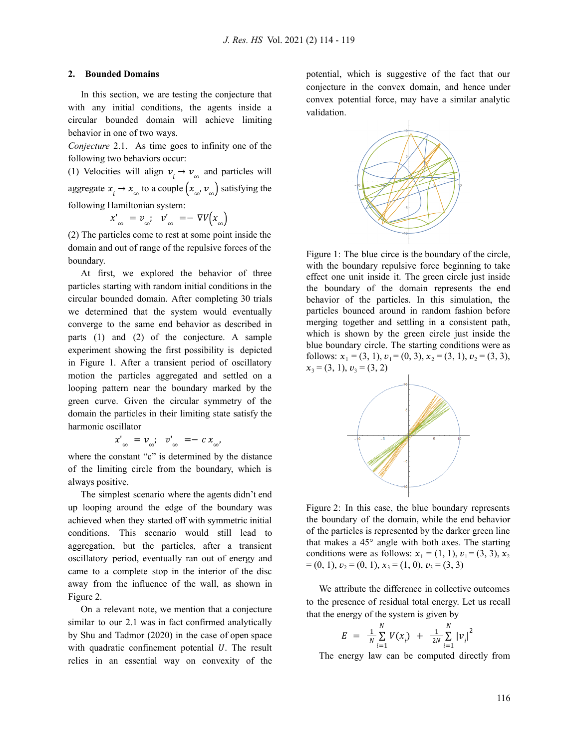## 2. Bounded Domains

In this section, we are testing the conjecture that with any initial conditions, the agents inside a circular bounded domain will achieve limiting behavior in one of two ways.

*Conjecture* 2.1. As time goes to infinity one of the following two behaviors occur:

(1) Velocities will align $v_i \to v_\infty$ and particles will aggregate $x_i \to x_\infty$ to a couple $(x_\infty, v_\infty)$ satisfying the following Hamiltonian system:

$$x'_\infty = v_\infty; \quad v'_\infty = -\nabla V(x_\infty)$$

(2) The particles come to rest at some point inside the domain and out of range of the repulsive forces of the boundary.

At first, we explored the behavior of three particles starting with random initial conditions in the circular bounded domain. After completing 30 trials we determined that the system would eventually converge to the same end behavior as described in parts (1) and (2) of the conjecture. A sample experiment showing the first possibility is depicted in Figure 1. After a transient period of oscillatory motion the particles aggregated and settled on a looping pattern near the boundary marked by the green curve. Given the circular symmetry of the domain the particles in their limiting state satisfy the harmonic oscillator

$$x'_\infty = v_\infty; \quad v'_\infty = -c\, x_\infty,$$

where the constant "c" is determined by the distance of the limiting circle from the boundary, which is always positive.

The simplest scenario where the agents didn't end up looping around the edge of the boundary was achieved when they started off with symmetric initial conditions. This scenario would still lead to aggregation, but the particles, after a transient oscillatory period, eventually ran out of energy and came to a complete stop in the interior of the disc away from the influence of the wall, as shown in Figure 2.

On a relevant note, we mention that a conjecture similar to our 2.1 was in fact confirmed analytically by Shu and Tadmor (2020) in the case of open space with quadratic confinement potential $U$. The result relies in an essential way on convexity of the potential, which is suggestive of the fact that our conjecture in the convex domain, and hence under convex potential force, may have a similar analytic validation.

Figure 1: The blue circe is the boundary of the circle, with the boundary repulsive force beginning to take effect one unit inside it. The green circle just inside the boundary of the domain represents the end behavior of the particles. In this simulation, the particles bounced around in random fashion before merging together and settling in a consistent path, which is shown by the green circle just inside the blue boundary circle. The starting conditions were as follows: $x_1 = (3, 1)$, $v_1 = (0, 3)$, $x_2 = (3, 1)$, $v_2 = (3, 3)$, $x_3 = (3, 1)$, $v_3 = (3, 2)$

Figure 2: In this case, the blue boundary represents the boundary of the domain, while the end behavior of the particles is represented by the darker green line that makes a 45° angle with both axes. The starting conditions were as follows: $x_1 = (1, 1)$, $v_1 = (3, 3)$, $x_2 = (0, 1)$, $v_2 = (0, 1)$, $x_3 = (1, 0)$, $v_3 = (3, 3)$

We attribute the difference in collective outcomes to the presence of residual total energy. Let us recall that the energy of the system is given by

$$E = \frac{1}{N}\sum_{i=1}^{N} V(x_i) + \frac{1}{2N}\sum_{i=1}^{N} |v_i|^2$$

The energy law can be computed directly from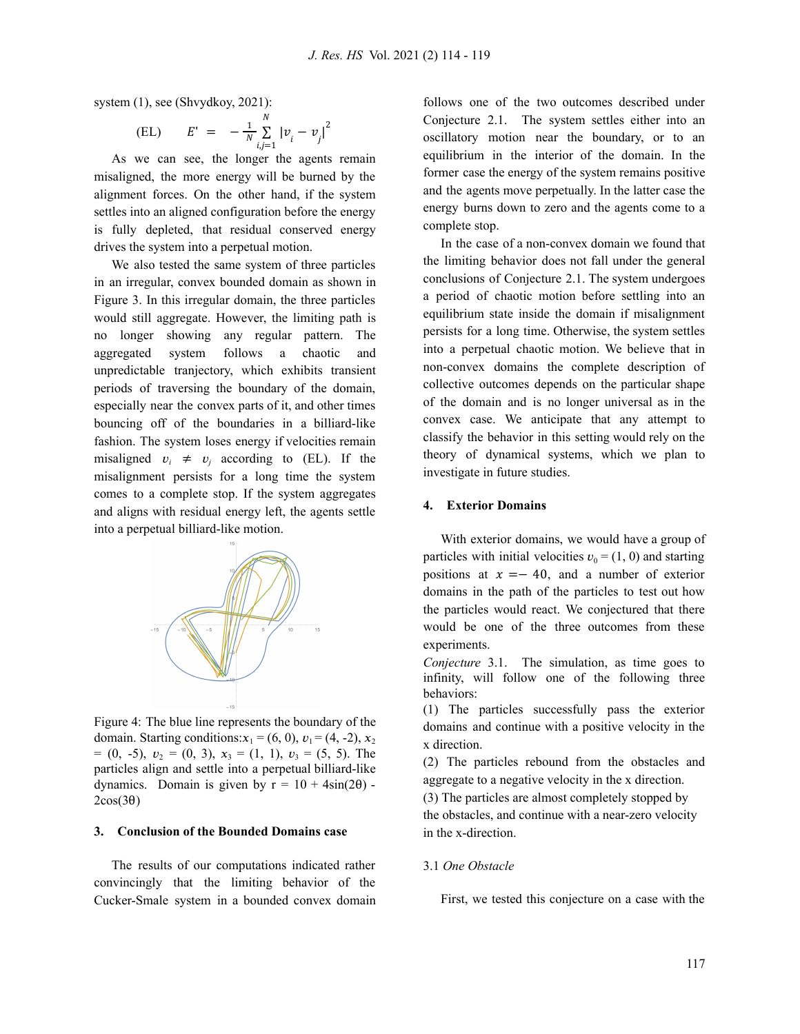system (1), see (Shvydkoy, 2021):

$$\text{(EL)} \qquad E' = -\frac{1}{N}\sum_{i,j=1}^{N} |v_i - v_j|^2$$

As we can see, the longer the agents remain misaligned, the more energy will be burned by the alignment forces. On the other hand, if the system settles into an aligned configuration before the energy is fully depleted, that residual conserved energy drives the system into a perpetual motion.

We also tested the same system of three particles in an irregular, convex bounded domain as shown in Figure 3. In this irregular domain, the three particles would still aggregate. However, the limiting path is no longer showing any regular pattern. The aggregated system follows a chaotic and unpredictable trajectory, which exhibits transient periods of traversing the boundary of the domain, especially near the convex parts of it, and other times bouncing off of the boundaries in a billiard-like fashion. The system loses energy if velocities remain misaligned $v_i \neq v_j$ according to (EL). If the misalignment persists for a long time the system comes to a complete stop. If the system aggregates and aligns with residual energy left, the agents settle into a perpetual billiard-like motion.

Figure 4: The blue line represents the boundary of the domain. Starting conditions: $x_1 = (6, 0)$, $v_1 = (4, -2)$, $x_2 = (0, -5)$, $v_2 = (0, 3)$, $x_3 = (1, 1)$, $v_3 = (5, 5)$. The particles align and settle into a perpetual billiard-like dynamics. Domain is given by $r = 10 + 4\sin(2\theta) - 2\cos(3\theta)$

## 3. Conclusion of the Bounded Domains case

The results of our computations indicated rather convincingly that the limiting behavior of the Cucker-Smale system in a bounded convex domain follows one of the two outcomes described under Conjecture 2.1. The system settles either into an oscillatory motion near the boundary, or to an equilibrium in the interior of the domain. In the former case the energy of the system remains positive and the agents move perpetually. In the latter case the energy burns down to zero and the agents come to a complete stop.

In the case of a non-convex domain we found that the limiting behavior does not fall under the general conclusions of Conjecture 2.1. The system undergoes a period of chaotic motion before settling into an equilibrium state inside the domain if misalignment persists for a long time. Otherwise, the system settles into a perpetual chaotic motion. We believe that in non-convex domains the complete description of collective outcomes depends on the particular shape of the domain and is no longer universal as in the convex case. We anticipate that any attempt to classify the behavior in this setting would rely on the theory of dynamical systems, which we plan to investigate in future studies.

## 4. Exterior Domains

With exterior domains, we would have a group of particles with initial velocities $v_0 = (1, 0)$ and starting positions at $x = -40$, and a number of exterior domains in the path of the particles to test out how the particles would react. We conjectured that there would be one of the three outcomes from these experiments.

*Conjecture* 3.1. The simulation, as time goes to infinity, will follow one of the following three behaviors:

(1) The particles successfully pass the exterior domains and continue with a positive velocity in the x direction.

(2) The particles rebound from the obstacles and aggregate to a negative velocity in the x direction.

(3) The particles are almost completely stopped by the obstacles, and continue with a near-zero velocity in the x-direction.

### 3.1 *One Obstacle*

First, we tested this conjecture on a case with the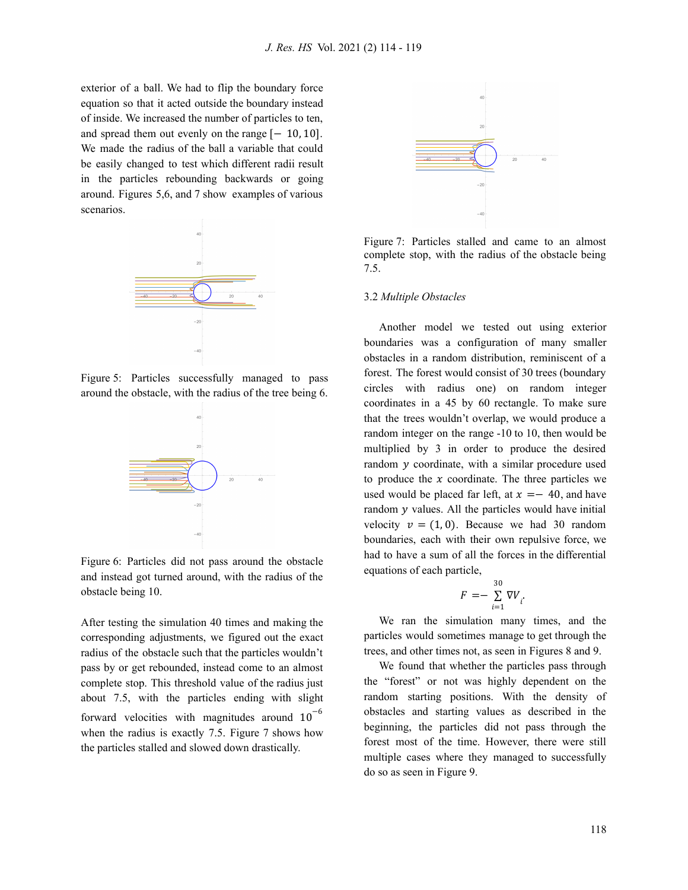exterior of a ball. We had to flip the boundary force equation so that it acted outside the boundary instead of inside. We increased the number of particles to ten, and spread them out evenly on the range $[-10, 10]$. We made the radius of the ball a variable that could be easily changed to test which different radii result in the particles rebounding backwards or going around. Figures 5,6, and 7 show examples of various scenarios.

Figure 5: Particles successfully managed to pass around the obstacle, with the radius of the tree being 6.

Figure 6: Particles did not pass around the obstacle and instead got turned around, with the radius of the obstacle being 10.

After testing the simulation 40 times and making the corresponding adjustments, we figured out the exact radius of the obstacle such that the particles wouldn't pass by or get rebounded, instead come to an almost complete stop. This threshold value of the radius just about 7.5, with the particles ending with slight forward velocities with magnitudes around $10^{-6}$ when the radius is exactly 7.5. Figure 7 shows how the particles stalled and slowed down drastically.

Figure 7: Particles stalled and came to an almost complete stop, with the radius of the obstacle being 7.5.

### 3.2 *Multiple Obstacles*

Another model we tested out using exterior boundaries was a configuration of many smaller obstacles in a random distribution, reminiscent of a forest. The forest would consist of 30 trees (boundary circles with radius one) on random integer coordinates in a 45 by 60 rectangle. To make sure that the trees wouldn't overlap, we would produce a random integer on the range -10 to 10, then would be multiplied by 3 in order to produce the desired random $y$ coordinate, with a similar procedure used to produce the $x$ coordinate. The three particles we used would be placed far left, at $x = -40$, and have random $y$ values. All the particles would have initial velocity $v = (1, 0)$. Because we had 30 random boundaries, each with their own repulsive force, we had to have a sum of all the forces in the differential equations of each particle,

$$F = -\sum_{i=1}^{30} \nabla V_i.$$

We ran the simulation many times, and the particles would sometimes manage to get through the trees, and other times not, as seen in Figures 8 and 9.

We found that whether the particles pass through the "forest" or not was highly dependent on the random starting positions. With the density of obstacles and starting values as described in the beginning, the particles did not pass through the forest most of the time. However, there were still multiple cases where they managed to successfully do so as seen in Figure 9.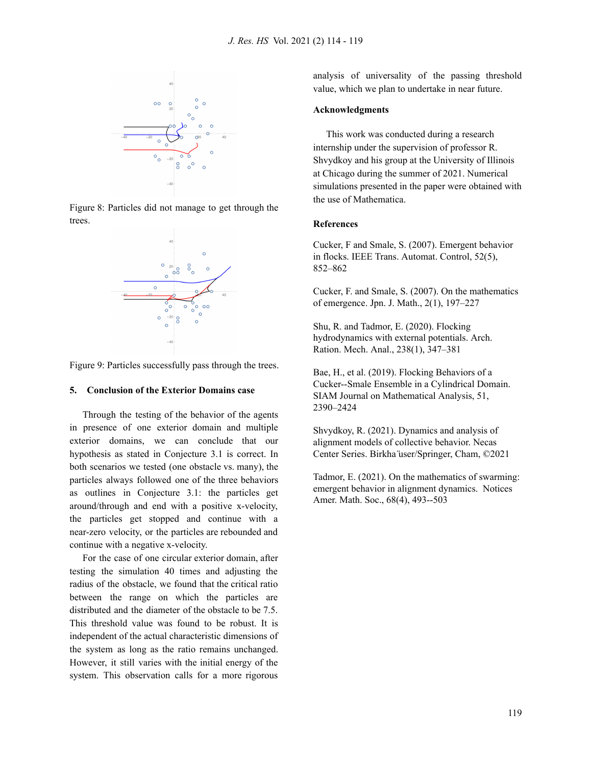40

20

−40 −20 20 40

−20

−40

Figure 8: Particles did not manage to get through the trees.

40

20

−40 −20 20 40

−20

−40

Figure 9: Particles successfully pass through the trees.

## 5. Conclusion of the Exterior Domains case

Through the testing of the behavior of the agents in presence of one exterior domain and multiple exterior domains, we can conclude that our hypothesis as stated in Conjecture 3.1 is correct. In both scenarios we tested (one obstacle vs. many), the particles always followed one of the three behaviors as outlines in Conjecture 3.1: the particles get around/through and end with a positive x-velocity, the particles get stopped and continue with a near-zero velocity, or the particles are rebounded and continue with a negative x-velocity.

For the case of one circular exterior domain, after testing the simulation 40 times and adjusting the radius of the obstacle, we found that the critical ratio between the range on which the particles are distributed and the diameter of the obstacle to be 7.5. This threshold value was found to be robust. It is independent of the actual characteristic dimensions of the system as long as the ratio remains unchanged. However, it still varies with the initial energy of the system. This observation calls for a more rigorous analysis of universality of the passing threshold value, which we plan to undertake in near future.

### Acknowledgments

This work was conducted during a research internship under the supervision of professor R. Shvydkoy and his group at the University of Illinois at Chicago during the summer of 2021. Numerical simulations presented in the paper were obtained with the use of Mathematica.

### References

Cucker, F and Smale, S. (2007). Emergent behavior in flocks. IEEE Trans. Automat. Control, 52(5), 852–862

Cucker, F. and Smale, S. (2007). On the mathematics of emergence. Jpn. J. Math., 2(1), 197–227

Shu, R. and Tadmor, E. (2020). Flocking hydrodynamics with external potentials. Arch. Ration. Mech. Anal., 238(1), 347–381

Bae, H., et al. (2019). Flocking Behaviors of a Cucker--Smale Ensemble in a Cylindrical Domain. SIAM Journal on Mathematical Analysis, 51, 2390–2424

Shvydkoy, R. (2021). Dynamics and analysis of alignment models of collective behavior. Necas Center Series. Birkhäuser/Springer, Cham, ©2021

Tadmor, E. (2021). On the mathematics of swarming: emergent behavior in alignment dynamics. Notices Amer. Math. Soc., 68(4), 493--503